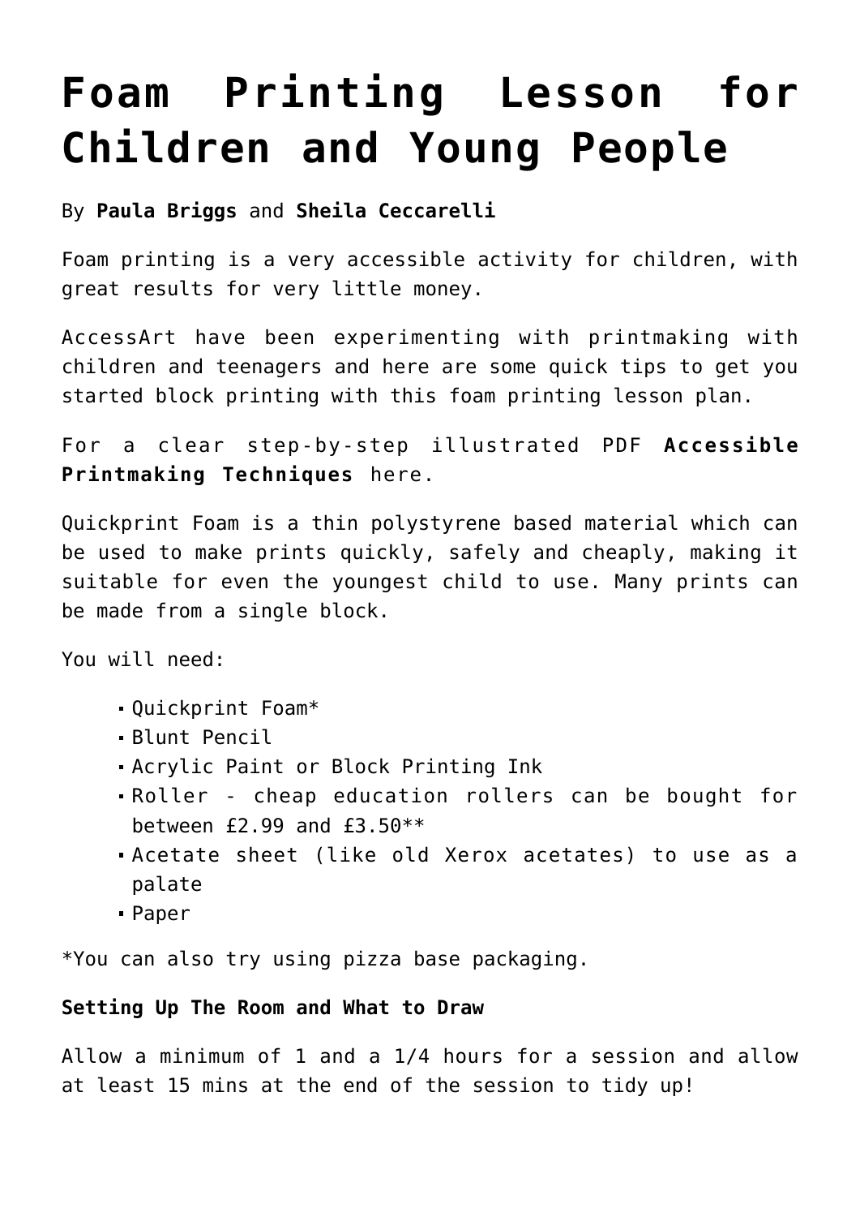# Foam Printing Lesson for Children and Young People

By **Paula Briggs** and **Sheila Ceccarelli**

Foam printing is a very accessible activity for children, with great results for very little money.

AccessArt have been experimenting with printmaking with children and teenagers and here are some quick tips to get you started block printing with this foam printing lesson plan.

For a clear step-by-step illustrated PDF **Accessible Printmaking Techniques** here.

Quickprint Foam is a thin polystyrene based material which can be used to make prints quickly, safely and cheaply, making it suitable for even the youngest child to use. Many prints can be made from a single block.

You will need:

- Quickprint Foam*
- Blunt Pencil
- Acrylic Paint or Block Printing Ink
- Roller - cheap education rollers can be bought for between £2.99 and £3.50**
- Acetate sheet (like old Xerox acetates) to use as a palate
- Paper

*You can also try using pizza base packaging.

**Setting Up The Room and What to Draw**

Allow a minimum of 1 and a 1/4 hours for a session and allow at least 15 mins at the end of the session to tidy up!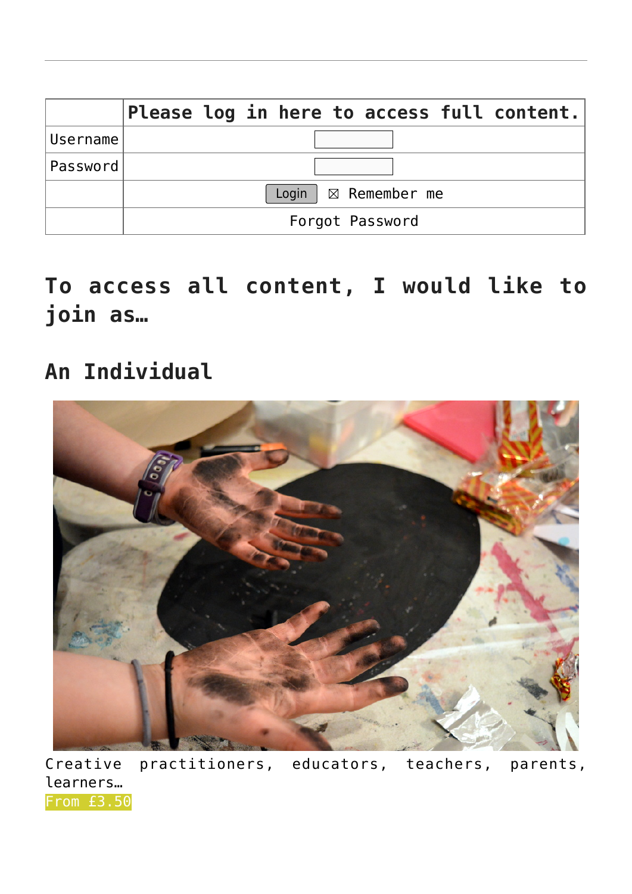| | Please log in here to access full content. |
|---|---|
| Username | |
| Password | |
| | Login ☒ Remember me |
| | Forgot Password |

## To access all content, I would like to join as…

### An Individual

Creative practitioners, educators, teachers, parents, learners…

From £3.50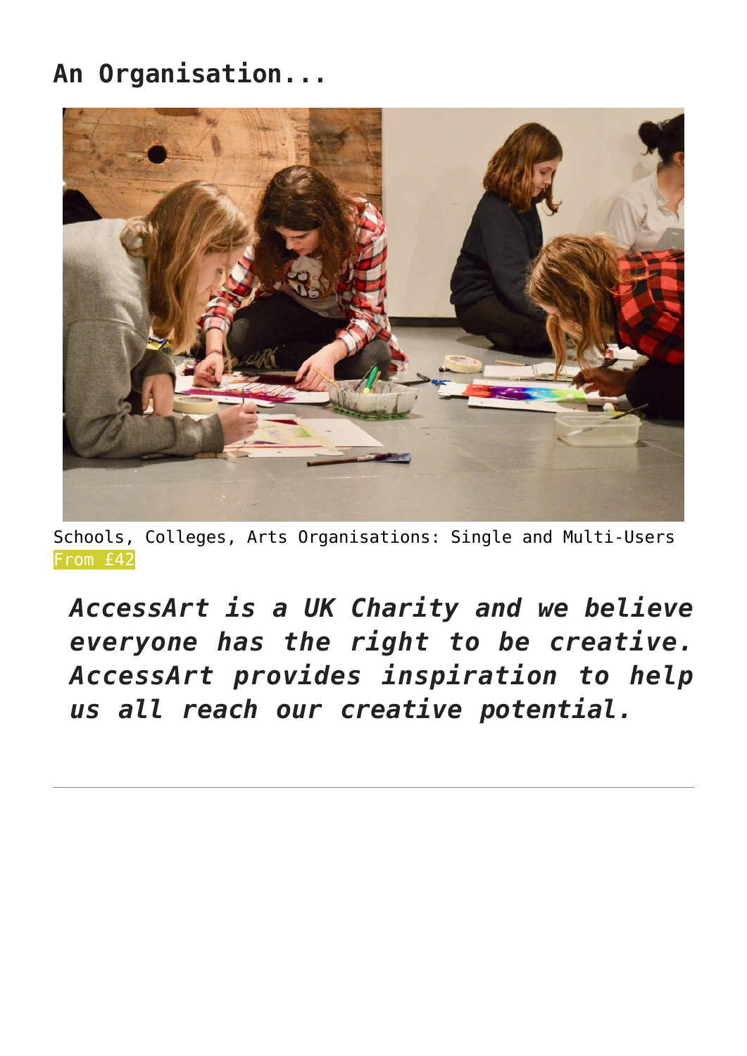## An Organisation...

Schools, Colleges, Arts Organisations: Single and Multi-Users
From £42

***AccessArt is a UK Charity and we believe everyone has the right to be creative. AccessArt provides inspiration to help us all reach our creative potential.***

---